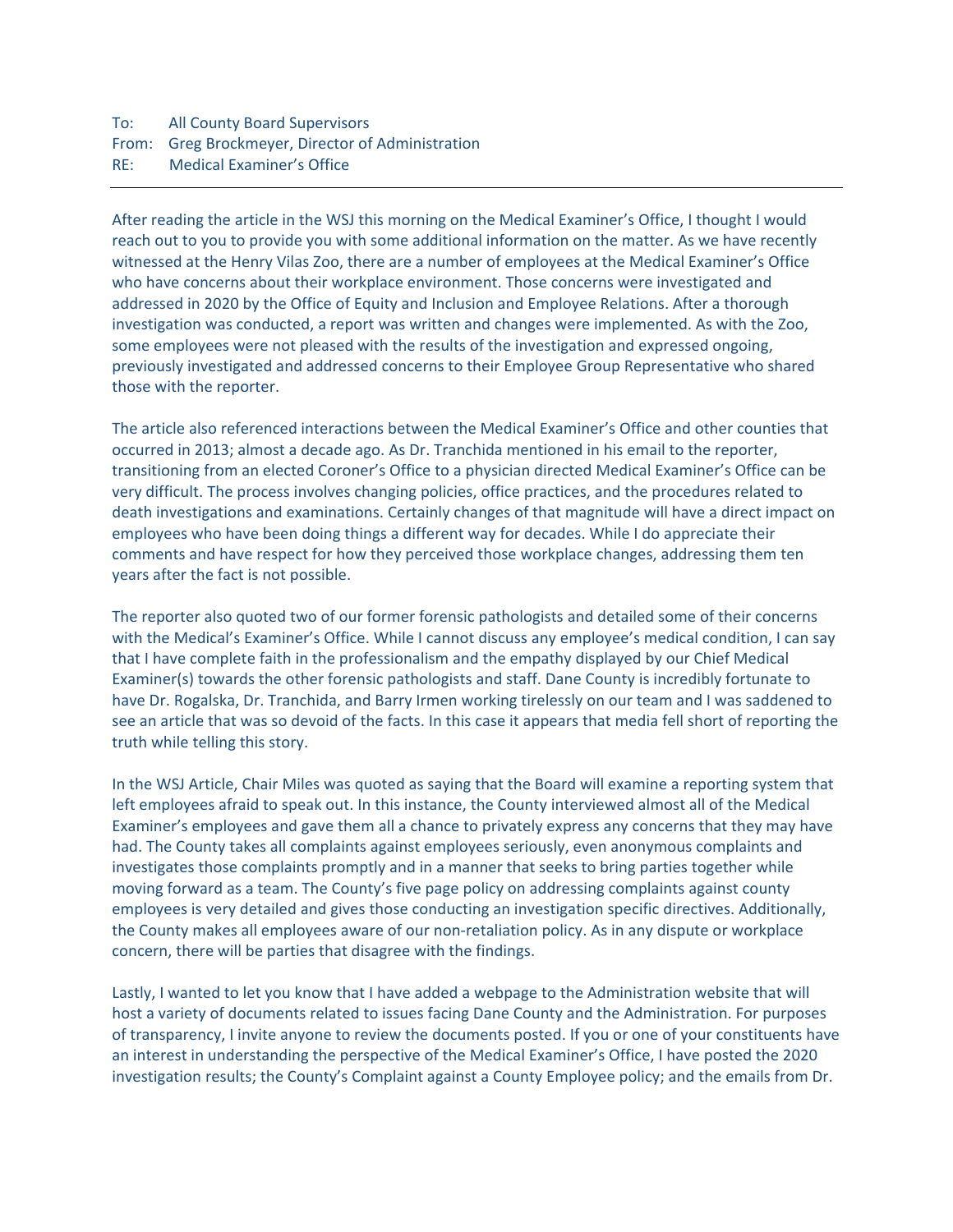To: All County Board Supervisors
From: Greg Brockmeyer, Director of Administration
RE: Medical Examiner's Office

---

After reading the article in the WSJ this morning on the Medical Examiner's Office, I thought I would reach out to you to provide you with some additional information on the matter. As we have recently witnessed at the Henry Vilas Zoo, there are a number of employees at the Medical Examiner's Office who have concerns about their workplace environment. Those concerns were investigated and addressed in 2020 by the Office of Equity and Inclusion and Employee Relations. After a thorough investigation was conducted, a report was written and changes were implemented. As with the Zoo, some employees were not pleased with the results of the investigation and expressed ongoing, previously investigated and addressed concerns to their Employee Group Representative who shared those with the reporter.

The article also referenced interactions between the Medical Examiner's Office and other counties that occurred in 2013; almost a decade ago. As Dr. Tranchida mentioned in his email to the reporter, transitioning from an elected Coroner's Office to a physician directed Medical Examiner's Office can be very difficult. The process involves changing policies, office practices, and the procedures related to death investigations and examinations. Certainly changes of that magnitude will have a direct impact on employees who have been doing things a different way for decades. While I do appreciate their comments and have respect for how they perceived those workplace changes, addressing them ten years after the fact is not possible.

The reporter also quoted two of our former forensic pathologists and detailed some of their concerns with the Medical's Examiner's Office. While I cannot discuss any employee's medical condition, I can say that I have complete faith in the professionalism and the empathy displayed by our Chief Medical Examiner(s) towards the other forensic pathologists and staff. Dane County is incredibly fortunate to have Dr. Rogalska, Dr. Tranchida, and Barry Irmen working tirelessly on our team and I was saddened to see an article that was so devoid of the facts. In this case it appears that media fell short of reporting the truth while telling this story.

In the WSJ Article, Chair Miles was quoted as saying that the Board will examine a reporting system that left employees afraid to speak out. In this instance, the County interviewed almost all of the Medical Examiner's employees and gave them all a chance to privately express any concerns that they may have had. The County takes all complaints against employees seriously, even anonymous complaints and investigates those complaints promptly and in a manner that seeks to bring parties together while moving forward as a team. The County's five page policy on addressing complaints against county employees is very detailed and gives those conducting an investigation specific directives. Additionally, the County makes all employees aware of our non-retaliation policy. As in any dispute or workplace concern, there will be parties that disagree with the findings.

Lastly, I wanted to let you know that I have added a webpage to the Administration website that will host a variety of documents related to issues facing Dane County and the Administration. For purposes of transparency, I invite anyone to review the documents posted. If you or one of your constituents have an interest in understanding the perspective of the Medical Examiner's Office, I have posted the 2020 investigation results; the County's Complaint against a County Employee policy; and the emails from Dr.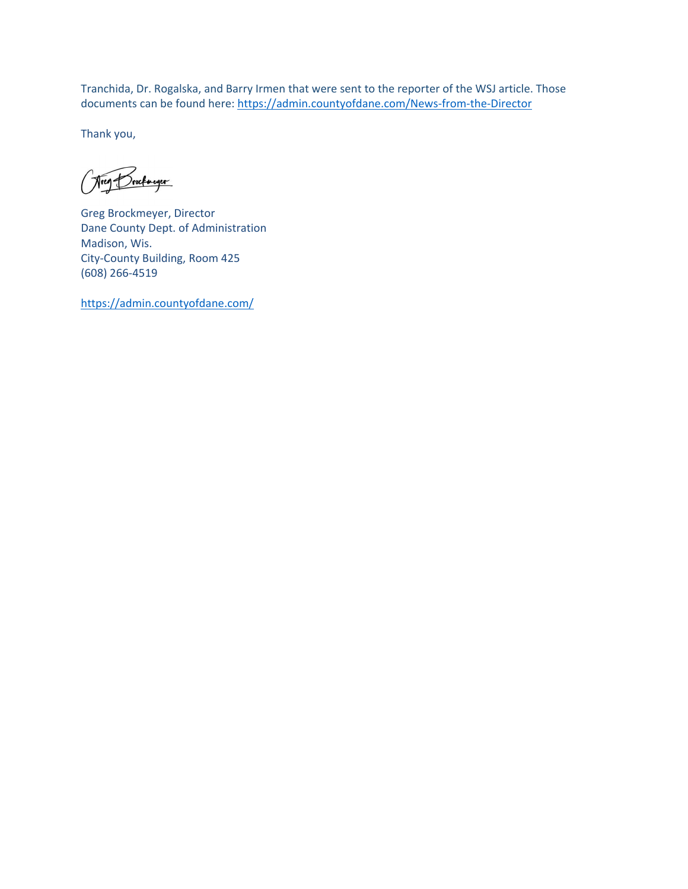Tranchida, Dr. Rogalska, and Barry Irmen that were sent to the reporter of the WSJ article. Those documents can be found here: https://admin.countyofdane.com/News-from-the-Director

Thank you,

Greg Brockmeyer, Director
Dane County Dept. of Administration
Madison, Wis.
City-County Building, Room 425
(608) 266-4519

https://admin.countyofdane.com/